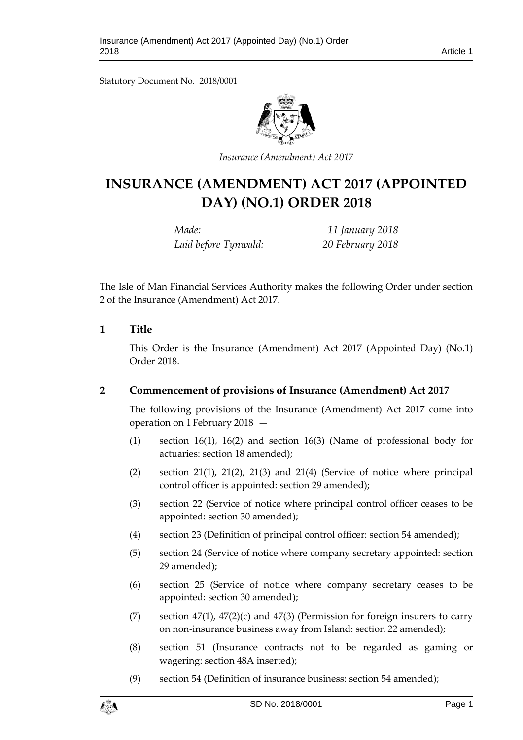Statutory Document No. 2018/0001

*Insurance (Amendment) Act 2017*

# INSURANCE (AMENDMENT) ACT 2017 (APPOINTED DAY) (NO.1) ORDER 2018

*Made:* *11 January 2018*
*Laid before Tynwald:* *20 February 2018*

The Isle of Man Financial Services Authority makes the following Order under section 2 of the Insurance (Amendment) Act 2017.

## 1 Title

This Order is the Insurance (Amendment) Act 2017 (Appointed Day) (No.1) Order 2018.

## 2 Commencement of provisions of Insurance (Amendment) Act 2017

The following provisions of the Insurance (Amendment) Act 2017 come into operation on 1 February 2018 —

(1) section 16(1), 16(2) and section 16(3) (Name of professional body for actuaries: section 18 amended);

(2) section 21(1), 21(2), 21(3) and 21(4) (Service of notice where principal control officer is appointed: section 29 amended);

(3) section 22 (Service of notice where principal control officer ceases to be appointed: section 30 amended);

(4) section 23 (Definition of principal control officer: section 54 amended);

(5) section 24 (Service of notice where company secretary appointed: section 29 amended);

(6) section 25 (Service of notice where company secretary ceases to be appointed: section 30 amended);

(7) section 47(1), 47(2)(c) and 47(3) (Permission for foreign insurers to carry on non-insurance business away from Island: section 22 amended);

(8) section 51 (Insurance contracts not to be regarded as gaming or wagering: section 48A inserted);

(9) section 54 (Definition of insurance business: section 54 amended);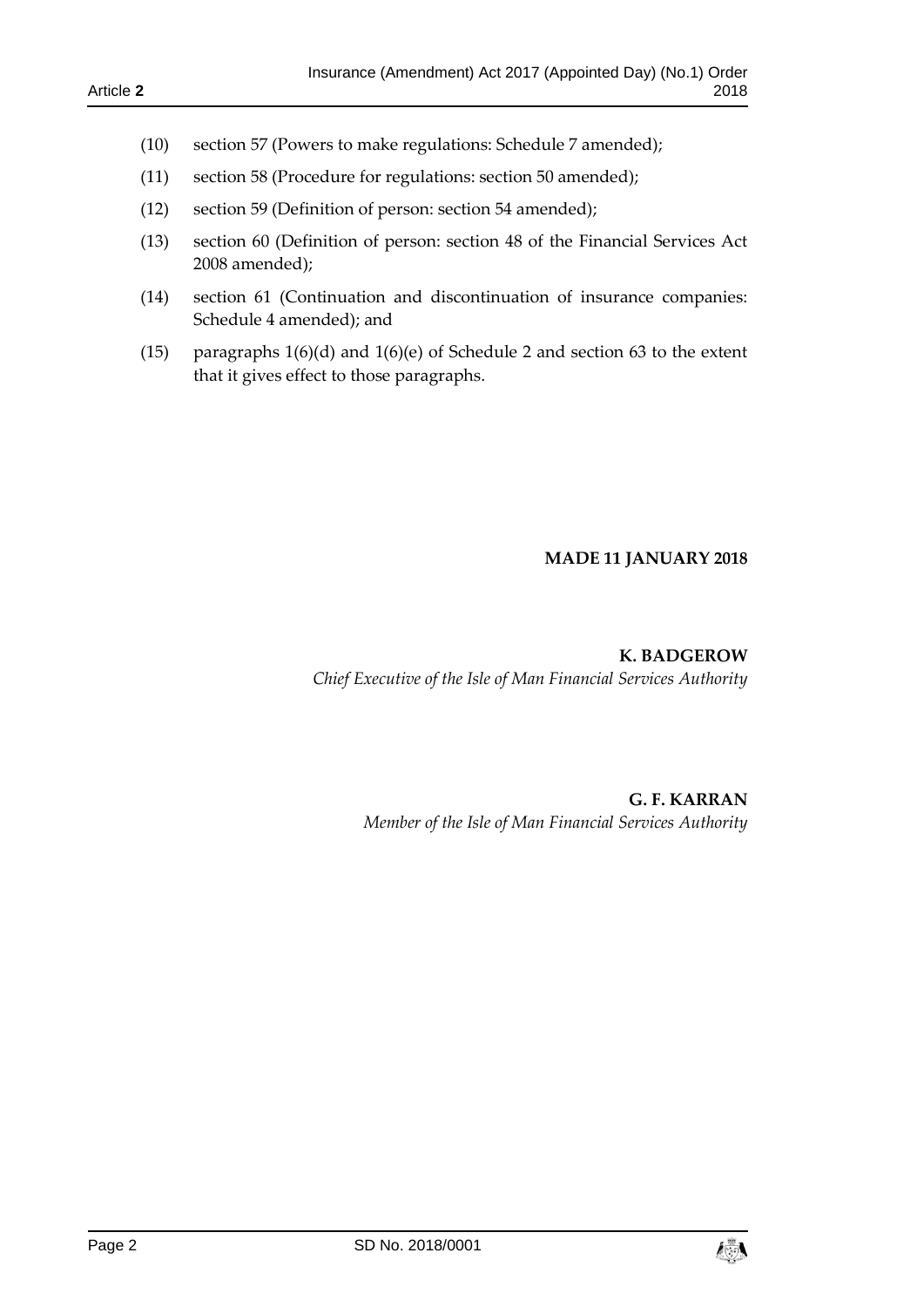(10) section 57 (Powers to make regulations: Schedule 7 amended);

(11) section 58 (Procedure for regulations: section 50 amended);

(12) section 59 (Definition of person: section 54 amended);

(13) section 60 (Definition of person: section 48 of the Financial Services Act 2008 amended);

(14) section 61 (Continuation and discontinuation of insurance companies: Schedule 4 amended); and

(15) paragraphs 1(6)(d) and 1(6)(e) of Schedule 2 and section 63 to the extent that it gives effect to those paragraphs.

**MADE 11 JANUARY 2018**

**K. BADGEROW**
*Chief Executive of the Isle of Man Financial Services Authority*

**G. F. KARRAN**
*Member of the Isle of Man Financial Services Authority*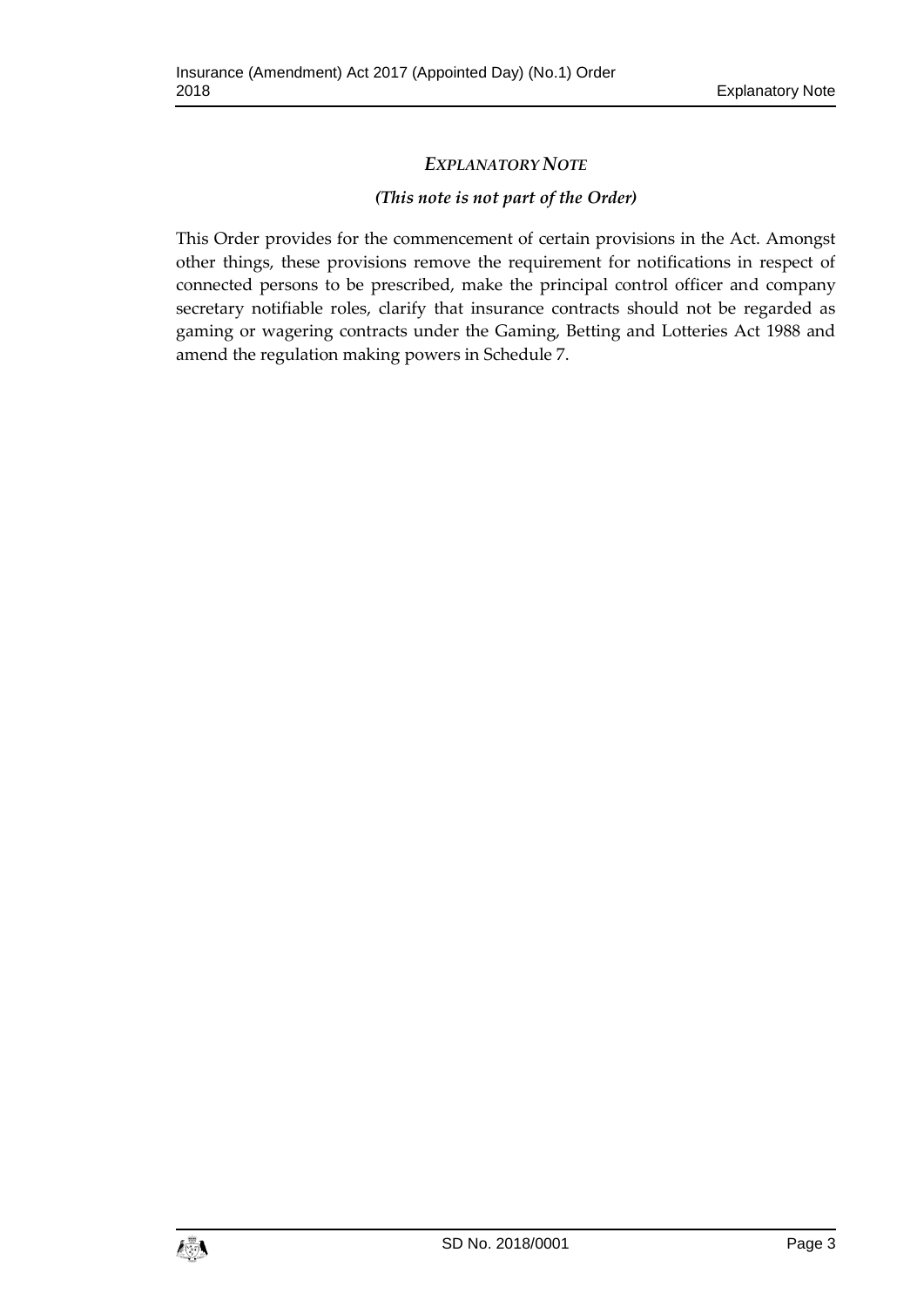## *EXPLANATORY NOTE*

***(This note is not part of the Order)***

This Order provides for the commencement of certain provisions in the Act. Amongst other things, these provisions remove the requirement for notifications in respect of connected persons to be prescribed, make the principal control officer and company secretary notifiable roles, clarify that insurance contracts should not be regarded as gaming or wagering contracts under the Gaming, Betting and Lotteries Act 1988 and amend the regulation making powers in Schedule 7.